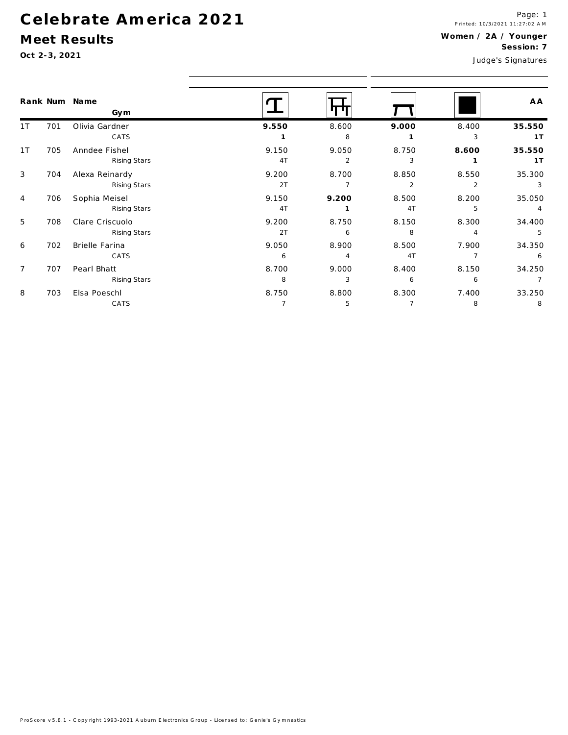# Celebrate America 2021

## Meet Results

Oct 2-3, 2021

**Women / 2A / Younger**
**Session: 7**

Judge's Signatures

| Rank | Num | Name / Gym | Vault | Bars | Beam | Floor | AA |
|---|---|---|---|---|---|---|---|
| 1T | 701 | Olivia Gardner<br>CATS | **9.550**<br>**1** | 8.600<br>8 | **9.000**<br>**1** | 8.400<br>3 | **35.550**<br>**1T** |
| 1T | 705 | Anndee Fishel<br>Rising Stars | 9.150<br>4T | 9.050<br>2 | 8.750<br>3 | **8.600**<br>**1** | **35.550**<br>**1T** |
| 3 | 704 | Alexa Reinardy<br>Rising Stars | 9.200<br>2T | 8.700<br>7 | 8.850<br>2 | 8.550<br>2 | 35.300<br>3 |
| 4 | 706 | Sophia Meisel<br>Rising Stars | 9.150<br>4T | **9.200**<br>**1** | 8.500<br>4T | 8.200<br>5 | 35.050<br>4 |
| 5 | 708 | Clare Criscuolo<br>Rising Stars | 9.200<br>2T | 8.750<br>6 | 8.150<br>8 | 8.300<br>4 | 34.400<br>5 |
| 6 | 702 | Brielle Farina<br>CATS | 9.050<br>6 | 8.900<br>4 | 8.500<br>4T | 7.900<br>7 | 34.350<br>6 |
| 7 | 707 | Pearl Bhatt<br>Rising Stars | 8.700<br>8 | 9.000<br>3 | 8.400<br>6 | 8.150<br>6 | 34.250<br>7 |
| 8 | 703 | Elsa Poeschl<br>CATS | 8.750<br>7 | 8.800<br>5 | 8.300<br>7 | 7.400<br>8 | 33.250<br>8 |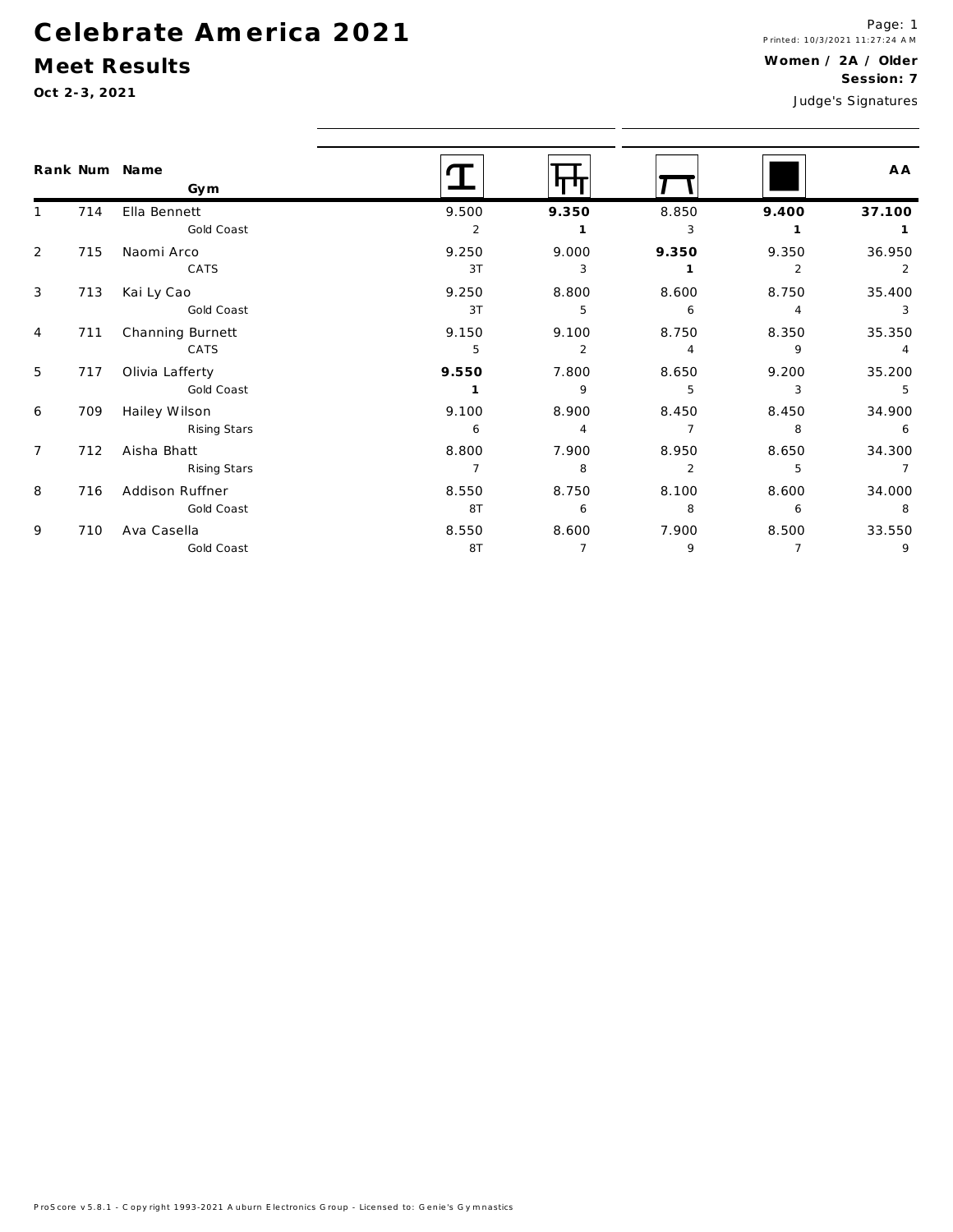# Celebrate America 2021

## Meet Results

**Oct 2-3, 2021**

Printed: 10/3/2021 11:27:24 AM

**Women / 2A / Older**
**Session: 7**

Judge's Signatures

| Rank | Num | Name / Gym | Vault | Bars | Beam | Floor | AA |
|---|---|---|---|---|---|---|---|
| 1 | 714 | Ella Bennett<br>Gold Coast | 9.500<br>2 | **9.350**<br>**1** | 8.850<br>3 | **9.400**<br>**1** | **37.100**<br>**1** |
| 2 | 715 | Naomi Arco<br>CATS | 9.250<br>3T | 9.000<br>3 | **9.350**<br>**1** | 9.350<br>2 | 36.950<br>2 |
| 3 | 713 | Kai Ly Cao<br>Gold Coast | 9.250<br>3T | 8.800<br>5 | 8.600<br>6 | 8.750<br>4 | 35.400<br>3 |
| 4 | 711 | Channing Burnett<br>CATS | 9.150<br>5 | 9.100<br>2 | 8.750<br>4 | 8.350<br>9 | 35.350<br>4 |
| 5 | 717 | Olivia Lafferty<br>Gold Coast | **9.550**<br>**1** | 7.800<br>9 | 8.650<br>5 | 9.200<br>3 | 35.200<br>5 |
| 6 | 709 | Hailey Wilson<br>Rising Stars | 9.100<br>6 | 8.900<br>4 | 8.450<br>7 | 8.450<br>8 | 34.900<br>6 |
| 7 | 712 | Aisha Bhatt<br>Rising Stars | 8.800<br>7 | 7.900<br>8 | 8.950<br>2 | 8.650<br>5 | 34.300<br>7 |
| 8 | 716 | Addison Ruffner<br>Gold Coast | 8.550<br>8T | 8.750<br>6 | 8.100<br>8 | 8.600<br>6 | 34.000<br>8 |
| 9 | 710 | Ava Casella<br>Gold Coast | 8.550<br>8T | 8.600<br>7 | 7.900<br>9 | 8.500<br>7 | 33.550<br>9 |

ProScore v5.8.1 - Copyright 1993-2021 Auburn Electronics Group - Licensed to: Genie's Gymnastics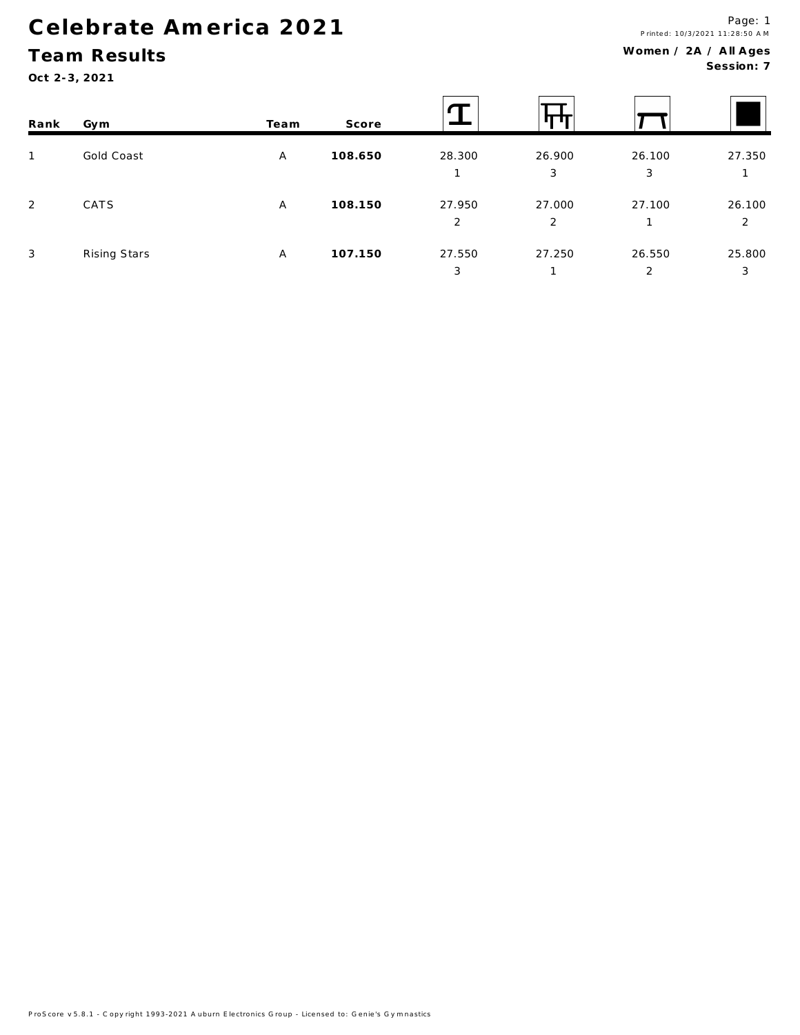# Celebrate America 2021

## Team Results

**Oct 2-3, 2021**

**Women / 2A / All Ages**
**Session: 7**

| Rank | Gym | Team | Score | Vault | Bars | Beam | Floor |
|---|---|---|---|---|---|---|---|
| 1 | Gold Coast | A | **108.650** | 28.300<br>1 | 26.900<br>3 | 26.100<br>3 | 27.350<br>1 |
| 2 | CATS | A | **108.150** | 27.950<br>2 | 27.000<br>2 | 27.100<br>1 | 26.100<br>2 |
| 3 | Rising Stars | A | **107.150** | 27.550<br>3 | 27.250<br>1 | 26.550<br>2 | 25.800<br>3 |

ProScore v5.8.1 - Copyright 1993-2021 Auburn Electronics Group - Licensed to: Genie's Gymnastics